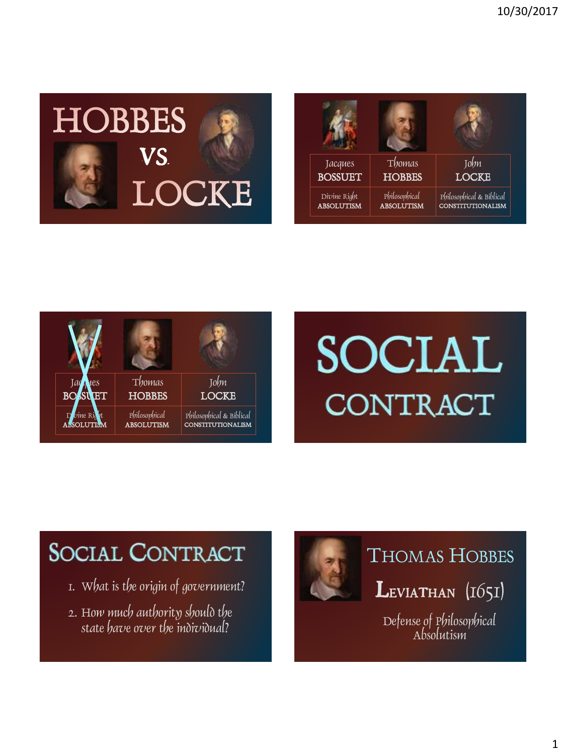# HOBBES VS. LOCKE

| Jacques BOSSUET | Thomas HOBBES | John LOCKE |
|---|---|---|
| Divine Right ABSOLUTISM | Philosophical ABSOLUTISM | Philosophical & Biblical CONSTITUTIONALISM |

| Jacques BOSSUET | Thomas HOBBES | John LOCKE |
|---|---|---|
| Divine Right ABSOLUTISM | Philosophical ABSOLUTISM | Philosophical & Biblical CONSTITUTIONALISM |

# SOCIAL CONTRACT

## Social Contract

1. What is the origin of government?
2. How much authority should the state have over the individual?

## Thomas Hobbes

**Leviathan (1651)**

Defense of Philosophical Absolutism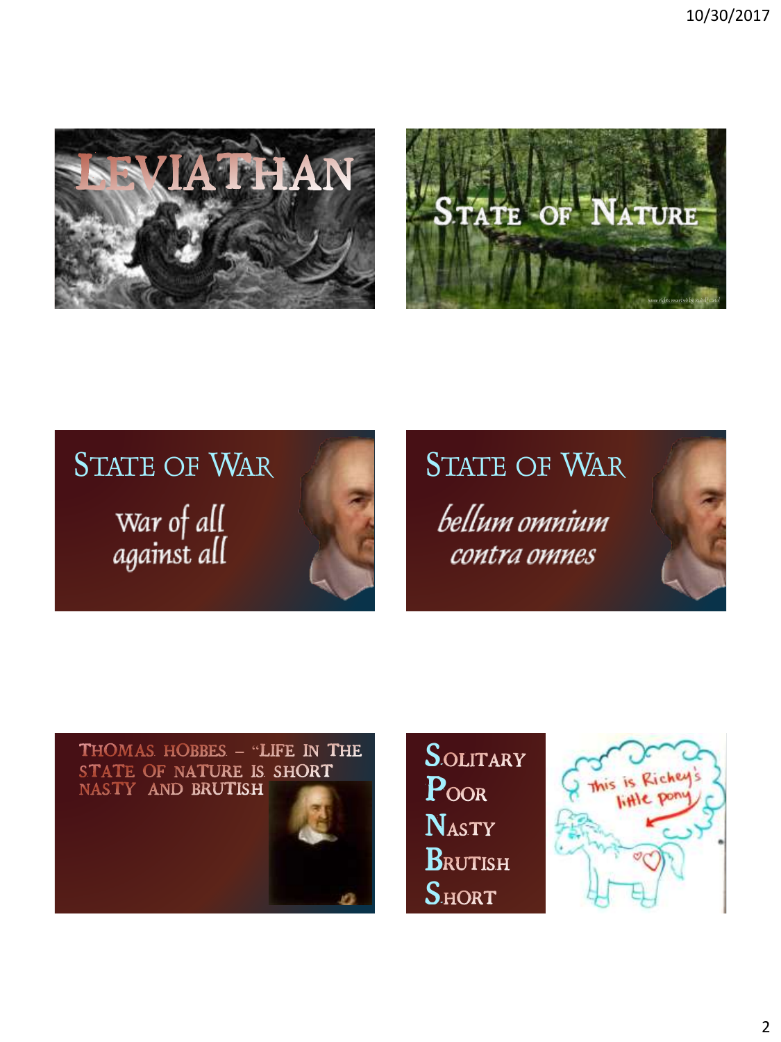# Leviathan

# State of Nature

# State of War

War of all against all

# State of War

*bellum omnium contra omnes*

# Thomas Hobbes – "Life in the state of nature is short nasty and brutish

**S**olitary
**P**oor
**N**asty
**B**rutish
**S**hort

This is Richey's little pony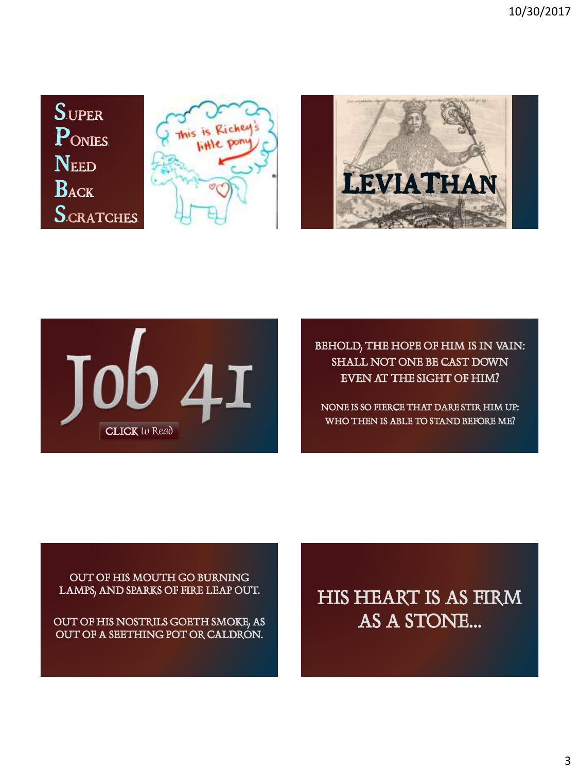SUPER
PONIES
NEED
BACK
SCRATCHES

This is Richey's little pony

LEVIATHAN

Job 41

CLICK to Read

BEHOLD, THE HOPE OF HIM IS IN VAIN:
SHALL NOT ONE BE CAST DOWN
EVEN AT THE SIGHT OF HIM?

NONE IS SO FIERCE THAT DARE STIR HIM UP:
WHO THEN IS ABLE TO STAND BEFORE ME?

OUT OF HIS MOUTH GO BURNING
LAMPS, AND SPARKS OF FIRE LEAP OUT.

OUT OF HIS NOSTRILS GOETH SMOKE, AS
OUT OF A SEETHING POT OR CALDRON.

HIS HEART IS AS FIRM
AS A STONE...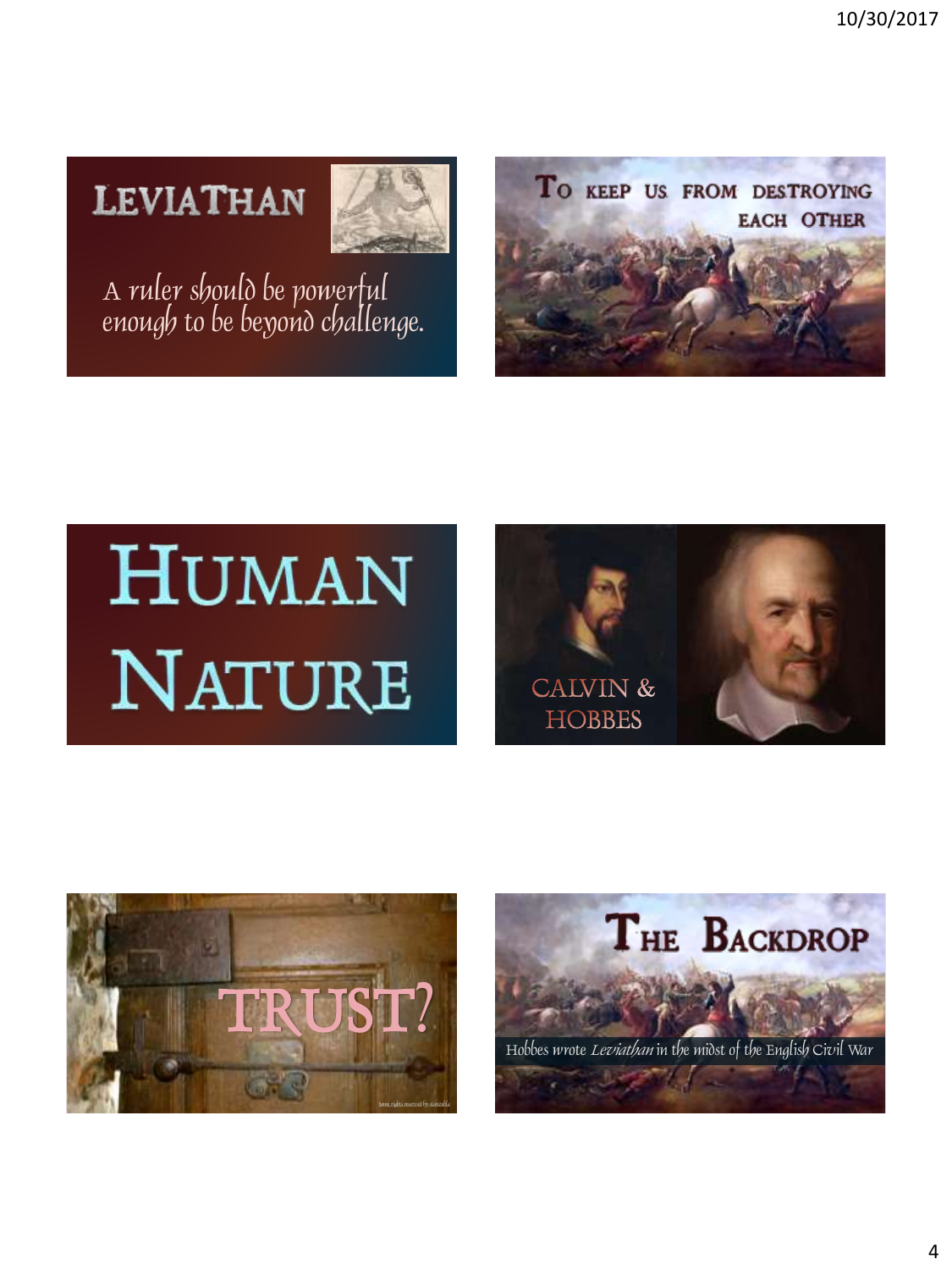## Leviathan

A ruler should be powerful enough to be beyond challenge.

## To keep us from destroying each other

## Human Nature

## Calvin & Hobbes

## Trust?

Some rights reserved by stanzebla

## The Backdrop

Hobbes wrote *Leviathan* in the midst of the English Civil War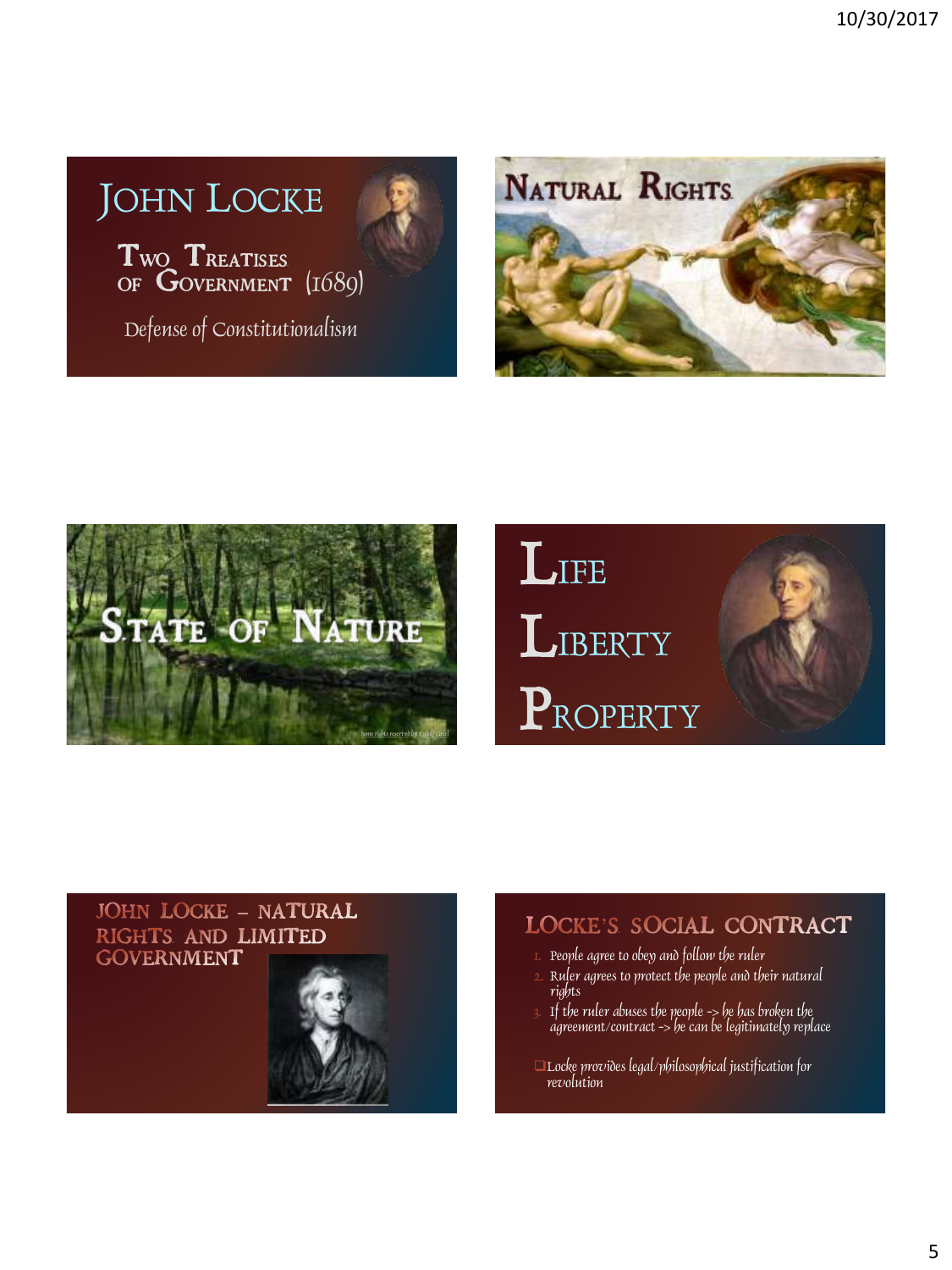# John Locke

## Two Treatises of Government (1689)

Defense of Constitutionalism

# Natural Rights

# State of Nature

Some rights reserved by Rudolf Getel

# Life

# Liberty

# Property

# John Locke – Natural Rights and Limited Government

# Locke's Social Contract

1. People agree to obey and follow the ruler
2. Ruler agrees to protect the people and their natural rights
3. If the ruler abuses the people -> he has broken the agreement/contract -> he can be legitimately replace

- Locke provides legal/philosophical justification for revolution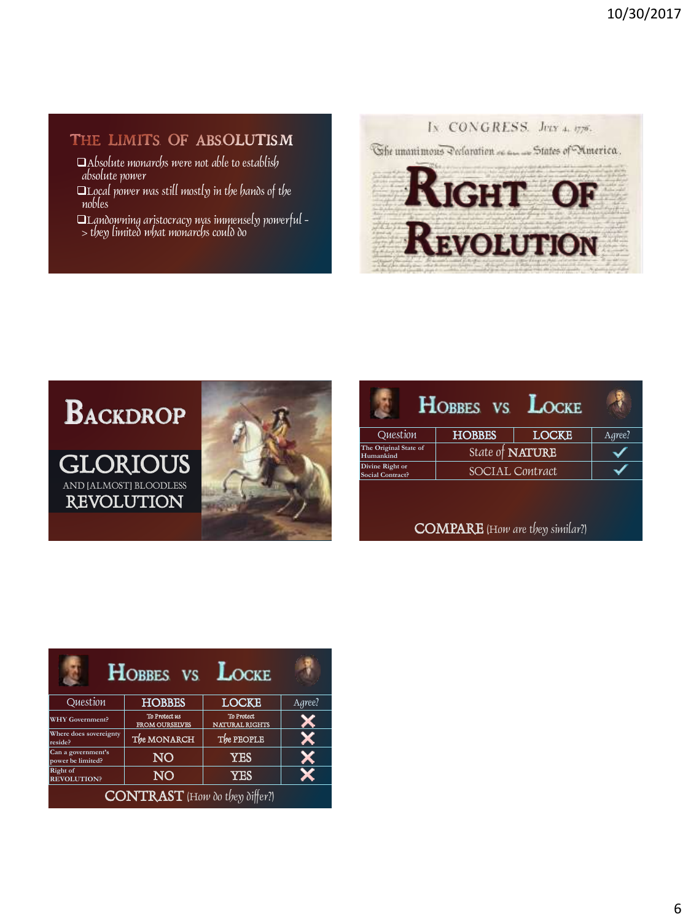## The Limits of Absolutism

- Absolute monarchs were not able to establish absolute power
- Local power was still mostly in the hands of the nobles
- Landowning aristocracy was immensely powerful -> they limited what monarchs could do

In CONGRESS. July 4, 1776.

The unanimous Declaration of the thirteen united States of America.

## Right of Revolution

## Backdrop

GLORIOUS

AND [ALMOST] BLOODLESS

REVOLUTION

## Hobbes vs Locke

| Question | HOBBES | LOCKE | Agree? |
|---|---|---|---|
| The Original State of Humankind | State of NATURE | | ✓ |
| Divine Right or Social Contract? | SOCIAL Contract | | ✓ |

COMPARE (How are they similar?)

## Hobbes vs Locke

| Question | HOBBES | LOCKE | Agree? |
|---|---|---|---|
| WHY Government? | To Protect us FROM OURSELVES | To Protect NATURAL RIGHTS | ✗ |
| Where does sovereignty reside? | The MONARCH | The PEOPLE | ✗ |
| Can a government's power be limited? | NO | YES | ✗ |
| Right of REVOLUTION? | NO | YES | ✗ |

CONTRAST (How do they differ?)